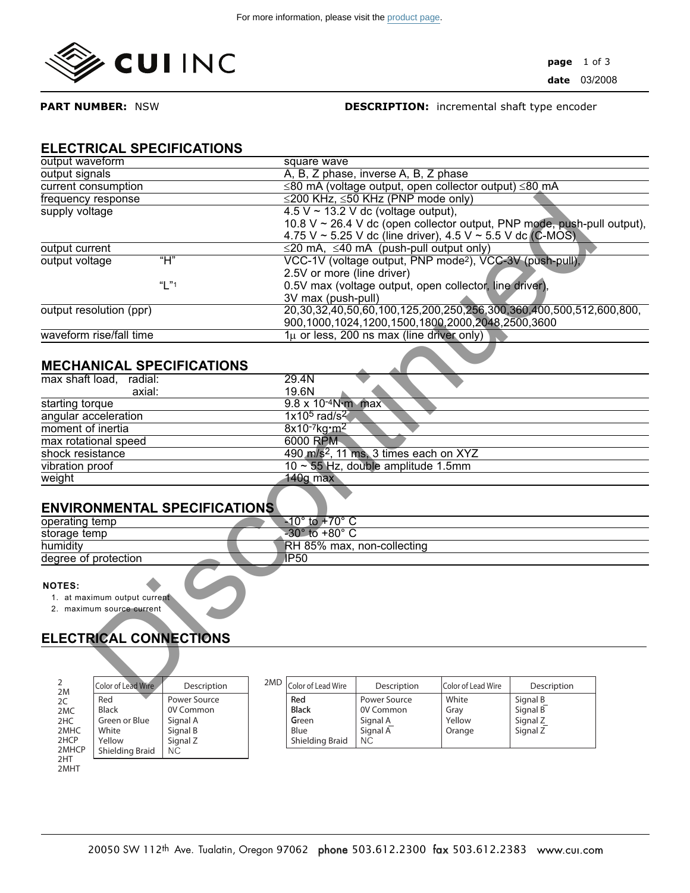For more information, please visit the product page.

**CUI INC**

**PART NUMBER:** NSW **DESCRIPTION:** incremental shaft type encoder

Discontinued

## ELECTRICAL SPECIFICATIONS

| | |
|---|---|
| output waveform | square wave |
| output signals | A, B, Z phase, inverse A, B, Z phase |
| current consumption | ≤80 mA (voltage output, open collector output) ≤80 mA |
| frequency response | ≤200 KHz, ≤50 KHz (PNP mode only) |
| supply voltage | 4.5 V ~ 13.2 V dc (voltage output),<br>10.8 V ~ 26.4 V dc (open collector output, PNP mode, push-pull output),<br>4.75 V ~ 5.25 V dc (line driver), 4.5 V ~ 5.5 V dc (C-MOS) |
| output current | ≤20 mA, ≤40 mA (push-pull output only) |
| output voltage "H" | VCC-1V (voltage output, PNP mode[2]), VCC-3V (push-pull),<br>2.5V or more (line driver) |
| "L"[1] | 0.5V max (voltage output, open collector, line driver),<br>3V max (push-pull) |
| output resolution (ppr) | 20,30,32,40,50,60,100,125,200,250,256,300,360,400,500,512,600,800,<br>900,1000,1024,1200,1500,1800,2000,2048,2500,3600 |
| waveform rise/fall time | 1μ or less, 200 ns max (line driver only) |

## MECHANICAL SPECIFICATIONS

| | |
|---|---|
| max shaft load, radial: | 29.4N |
| axial: | 19.6N |
| starting torque | $9.8 \times 10^{-4}$N·m max |
| angular acceleration | $1 \times 10^{5}$ rad/$s^2$ |
| moment of inertia | $8 \times 10^{-7}$kg·$m^2$ |
| max rotational speed | 6000 RPM |
| shock resistance | 490 m/$s^2$, 11 ms, 3 times each on XYZ |
| vibration proof | 10 ~ 55 Hz, double amplitude 1.5mm |
| weight | 140g max |

## ENVIRONMENTAL SPECIFICATIONS

| | |
|---|---|
| operating temp | -10° to +70° C |
| storage temp | -30° to +80° C |
| humidity | RH 85% max, non-collecting |
| degree of protection | IP50 |

**NOTES:**

1. at maximum output current
2. maximum source current

## ELECTRICAL CONNECTIONS

2, 2M, 2C, 2MC, 2HC, 2MHC, 2HCP, 2MHCP, 2HT, 2MHT

| Color of Lead Wire | Description |
|---|---|
| Red | Power Source |
| Black | 0V Common |
| Green or Blue | Signal A |
| White | Signal B |
| Yellow | Signal Z |
| Shielding Braid | NC |

2MD

| Color of Lead Wire | Description | Color of Lead Wire | Description |
|---|---|---|---|
| Red | Power Source | White | Signal B |
| Black | 0V Common | Gray | Signal $\overline{B}$ |
| Green | Signal A | Yellow | Signal Z |
| Blue | Signal $\overline{A}$ | Orange | Signal $\overline{Z}$ |
| Shielding Braid | NC | | |

20050 SW 112th Ave. Tualatin, Oregon 97062 phone 503.612.2300 fax 503.612.2383 www.cui.com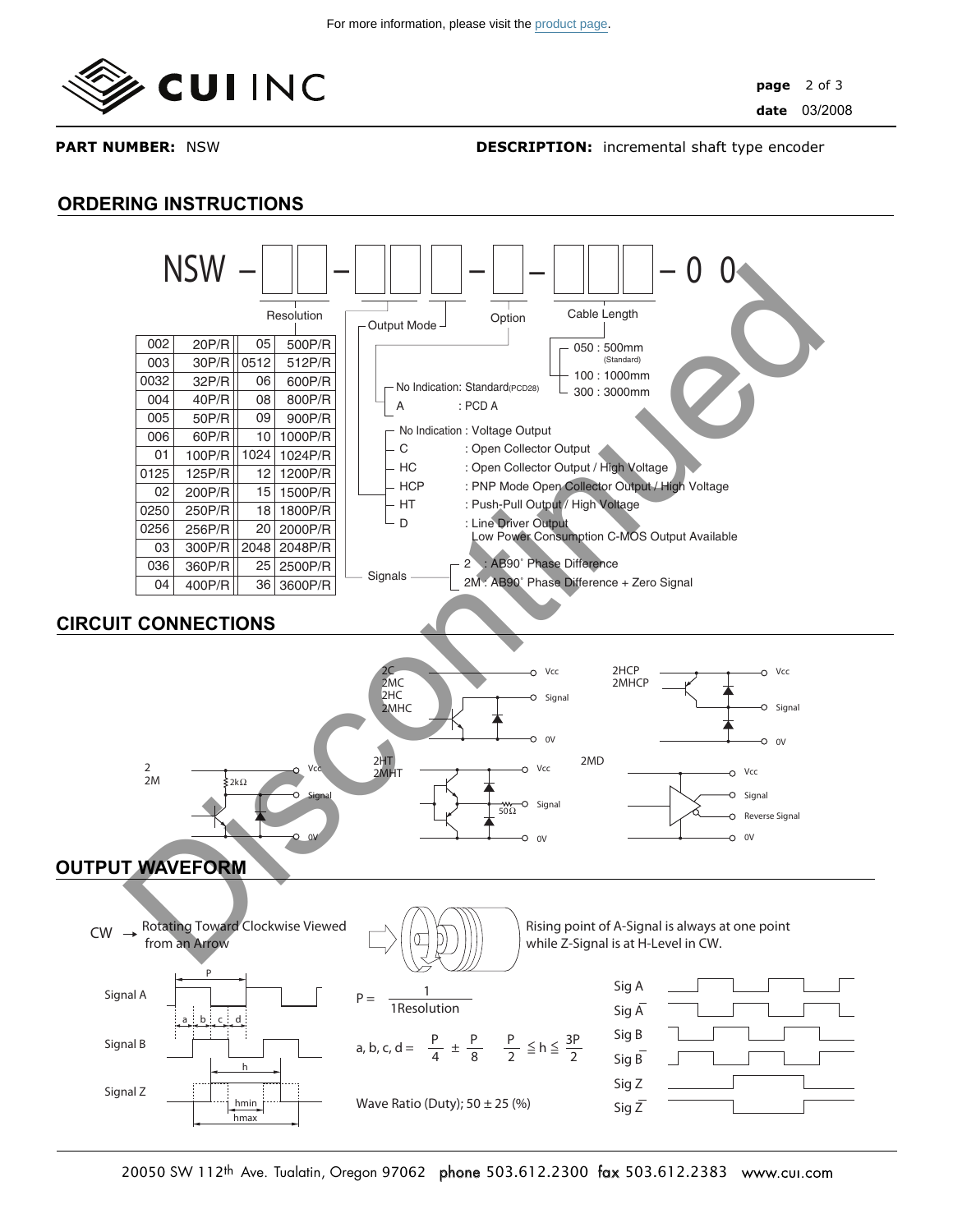For more information, please visit the product page.

**PART NUMBER:** NSW **DESCRIPTION:** incremental shaft type encoder

## ORDERING INSTRUCTIONS

NSW – □□ – □□□ – □ – □□□ – 0 0

Resolution

| | | | |
|---|---|---|---|
| 002 | 20P/R | 05 | 500P/R |
| 003 | 30P/R | 0512 | 512P/R |
| 0032 | 32P/R | 06 | 600P/R |
| 004 | 40P/R | 08 | 800P/R |
| 005 | 50P/R | 09 | 900P/R |
| 006 | 60P/R | 10 | 1000P/R |
| 01 | 100P/R | 1024 | 1024P/R |
| 0125 | 125P/R | 12 | 1200P/R |
| 02 | 200P/R | 15 | 1500P/R |
| 0250 | 250P/R | 18 | 1800P/R |
| 0256 | 256P/R | 20 | 2000P/R |
| 03 | 300P/R | 2048 | 2048P/R |
| 036 | 360P/R | 25 | 2500P/R |
| 04 | 400P/R | 36 | 3600P/R |

Output Mode

Signals
- 2 : AB90˚ Phase Difference
- 2M : AB90˚ Phase Difference + Zero Signal

- No Indication : Voltage Output
- C : Open Collector Output
- HC : Open Collector Output / High Voltage
- HCP : PNP Mode Open Collector Output / High Voltage
- HT : Push-Pull Output / High Voltage
- D : Line Driver Output
  Low Power Consumption C-MOS Output Available

Option
- No Indication: Standard(PCD28)
- A : PCD A

Cable Length
- 050 : 500mm (Standard)
- 100 : 1000mm
- 300 : 3000mm

## CIRCUIT CONNECTIONS

2C, 2MC, 2HC, 2MHC: Vcc, Signal, 0V

2HCP, 2MHCP: Vcc, Signal, 0V

2, 2M: Vcc, Signal, 0V (2kΩ)

2HT, 2MHT: Vcc, Signal, 0V (50Ω)

2MD: Vcc, Signal, Reverse Signal, 0V

## OUTPUT WAVEFORM

CW → Rotating Toward Clockwise Viewed from an Arrow

Rising point of A-Signal is always at one point while Z-Signal is at H-Level in CW.

Signal A, Signal B, Signal Z (P; a, b, c, d; h; hmin; hmax)

$P = \frac{1}{1Resolution}$

a, b, c, d = $\frac{P}{4} \pm \frac{P}{8}$ $\frac{P}{2} \leqq h \leqq \frac{3P}{2}$

Wave Ratio (Duty); 50 ± 25 (%)

Sig A, Sig $\overline{A}$, Sig B, Sig $\overline{B}$, Sig Z, Sig $\overline{Z}$

Discontinued

20050 SW 112th Ave. Tualatin, Oregon 97062 phone 503.612.2300 fax 503.612.2383 www.cui.com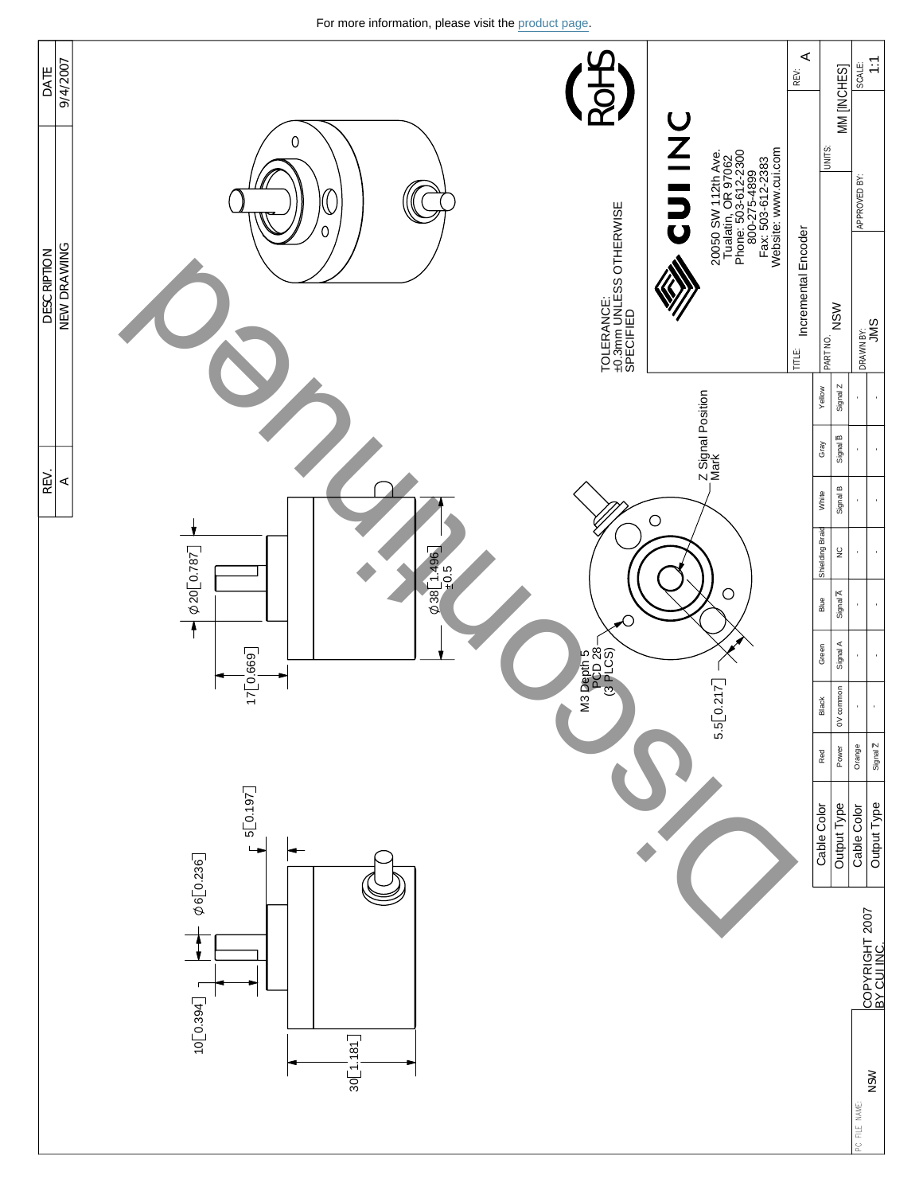For more information, please visit the product page.

| REV. | DESCRIPTION | DATE |
|---|---|---|
| A | NEW DRAWING | 9/4/2007 |

Discontinued

TOLERANCE:
±0.3mm UNLESS OTHERWISE SPECIFIED

CUI INC
20050 SW 112th Ave.
Tualatin, OR 97062
Phone: 503-612-2300
800-275-4899
Fax: 503-612-2383
Website: www.cui.com

RoHS

TITLE: Incremental Encoder
REV: A
PART NO.: NSW
UNITS: MM [INCHES]
DRAWN BY: JMS
APPROVED BY:
SCALE: 1:1

Φ20[0.787]

17[0.669]

Φ38[1.496] ±0.5

Z Signal Position Mark

M3 Depth 5
PCD 28
(3 PLCS)

5.5[0.217]

5[0.197]

Φ6[0.236]

10[0.394]

30[1.181]

| Cable Color | Red | Black | Green | Blue | Shielding Braid | White | Gray | Yellow |
|---|---|---|---|---|---|---|---|---|
| Output Type | Power | 0V common | Signal A | Signal $\overline{A}$ | NC | Signal B | Signal $\overline{B}$ | Signal Z |
| Cable Color | Orange | - | - | - | - | - | - | - |
| Output Type | Signal $\overline{Z}$ | - | - | - | - | - | - | - |

COPYRIGHT 2007
BY CUI INC.

PC FILE NAME: NSW